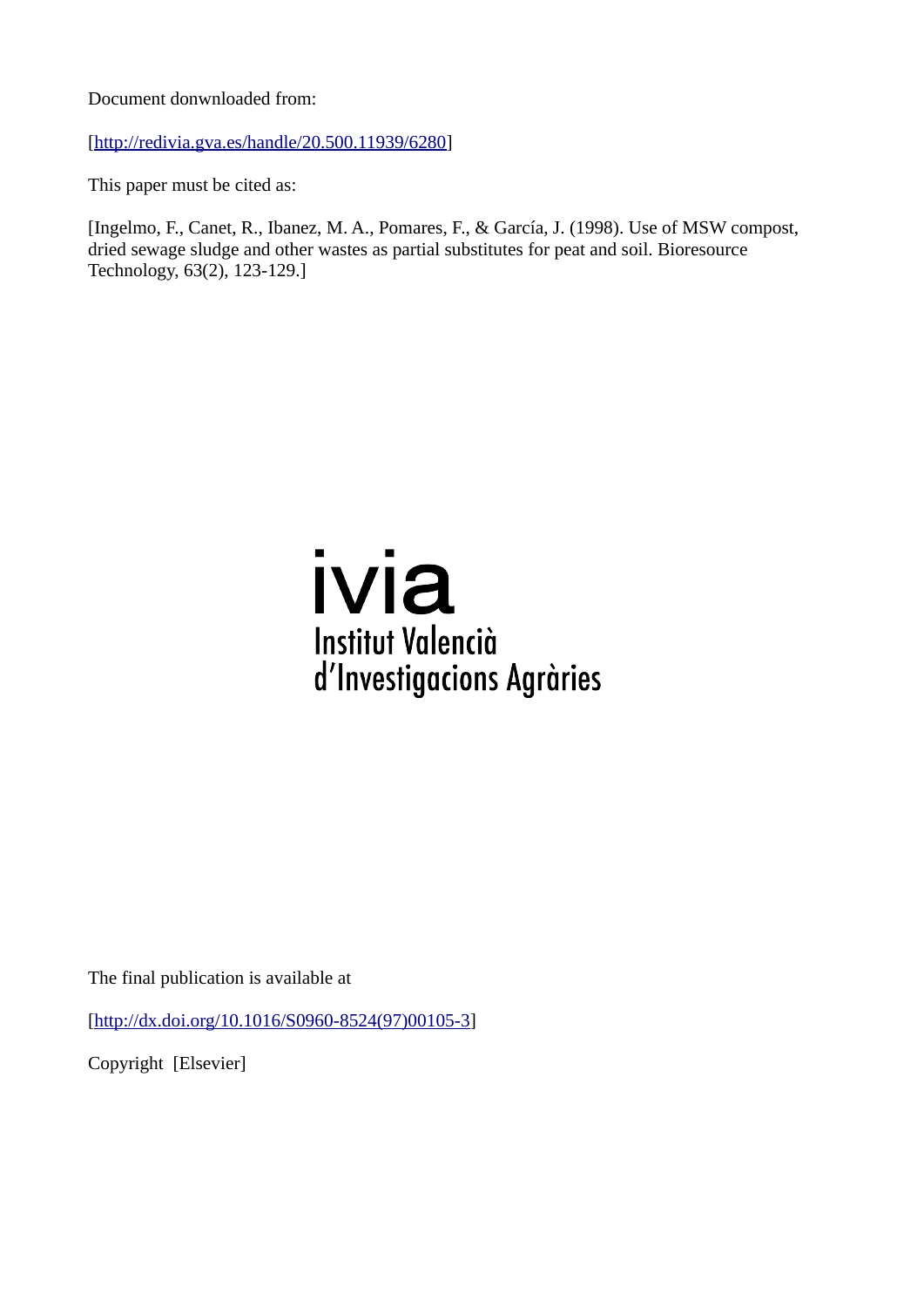Document donwnloaded from:

[http://redivia.gva.es/handle/20.500.11939/6280]

This paper must be cited as:

[Ingelmo, F., Canet, R., Ibanez, M. A., Pomares, F., & García, J. (1998). Use of MSW compost, dried sewage sludge and other wastes as partial substitutes for peat and soil. Bioresource Technology, 63(2), 123-129.]

ivia

Institut Valencià d'Investigacions Agràries

The final publication is available at

[http://dx.doi.org/10.1016/S0960-8524(97)00105-3]

Copyright [Elsevier]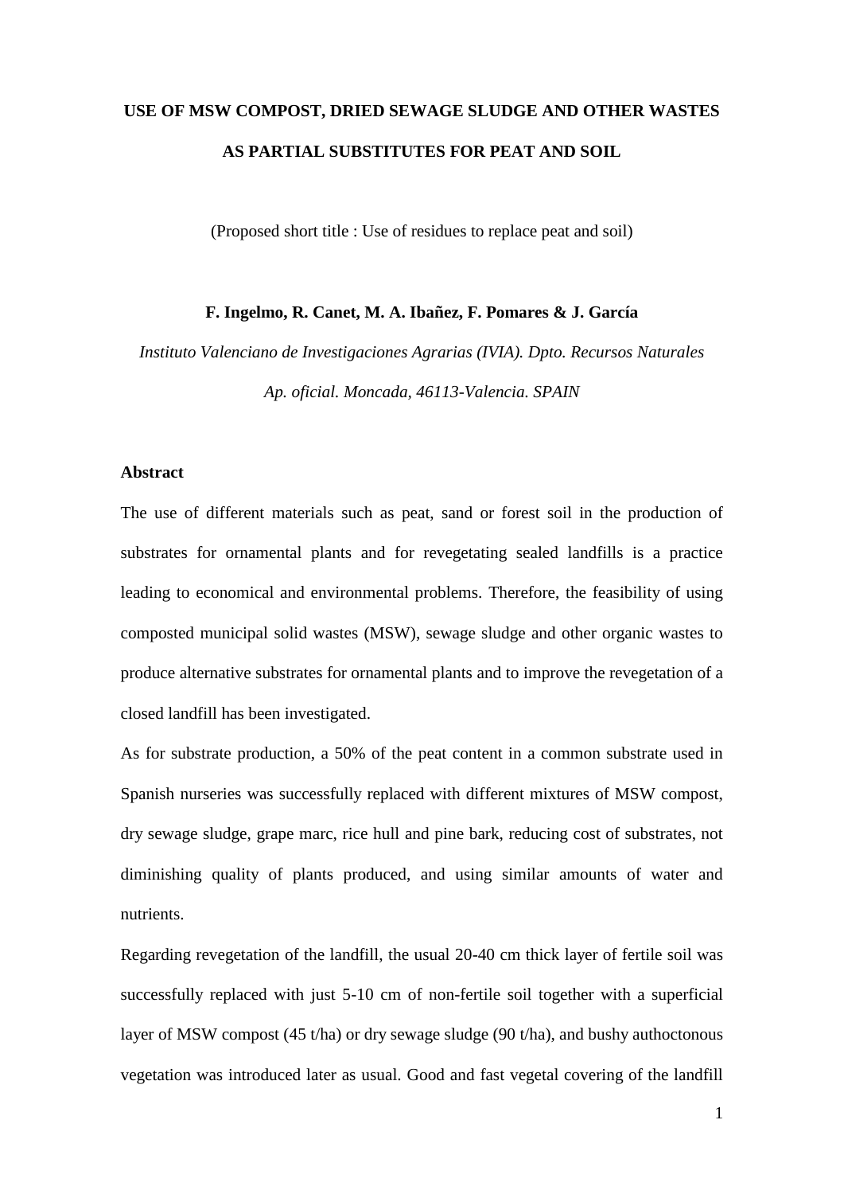**USE OF MSW COMPOST, DRIED SEWAGE SLUDGE AND OTHER WASTES AS PARTIAL SUBSTITUTES FOR PEAT AND SOIL**

(Proposed short title : Use of residues to replace peat and soil)

**F. Ingelmo, R. Canet, M. A. Ibañez, F. Pomares & J. García**

*Instituto Valenciano de Investigaciones Agrarias (IVIA). Dpto. Recursos Naturales*

*Ap. oficial. Moncada, 46113-Valencia. SPAIN*

**Abstract**

The use of different materials such as peat, sand or forest soil in the production of substrates for ornamental plants and for revegetating sealed landfills is a practice leading to economical and environmental problems. Therefore, the feasibility of using composted municipal solid wastes (MSW), sewage sludge and other organic wastes to produce alternative substrates for ornamental plants and to improve the revegetation of a closed landfill has been investigated.

As for substrate production, a 50% of the peat content in a common substrate used in Spanish nurseries was successfully replaced with different mixtures of MSW compost, dry sewage sludge, grape marc, rice hull and pine bark, reducing cost of substrates, not diminishing quality of plants produced, and using similar amounts of water and nutrients.

Regarding revegetation of the landfill, the usual 20-40 cm thick layer of fertile soil was successfully replaced with just 5-10 cm of non-fertile soil together with a superficial layer of MSW compost (45 t/ha) or dry sewage sludge (90 t/ha), and bushy authoctonous vegetation was introduced later as usual. Good and fast vegetal covering of the landfill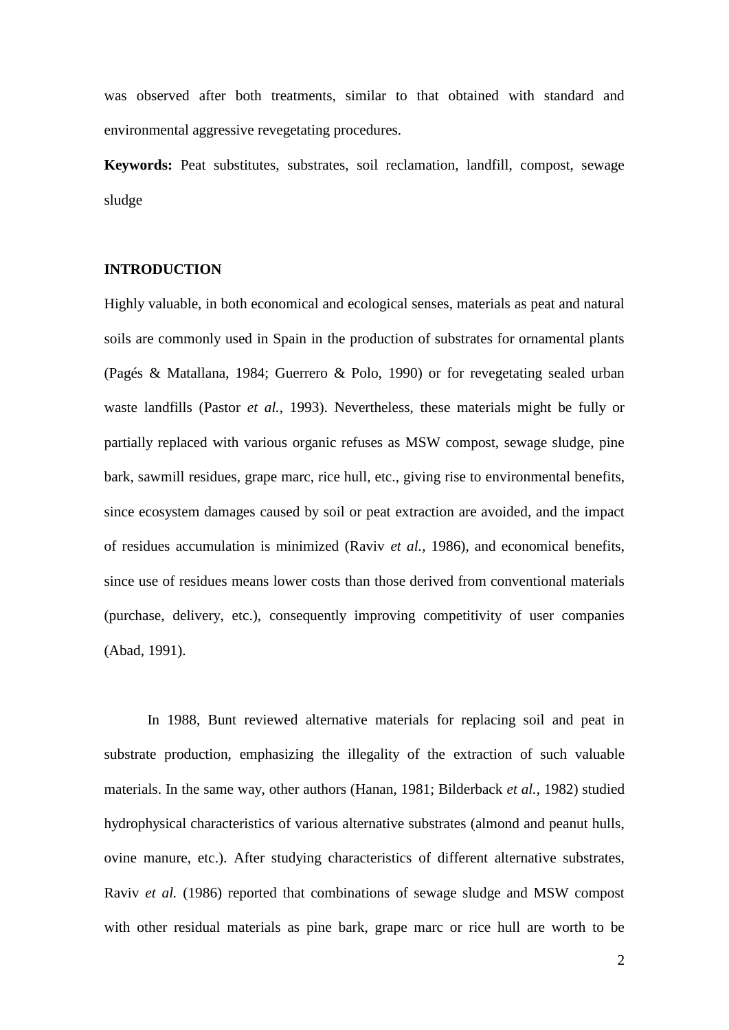was observed after both treatments, similar to that obtained with standard and environmental aggressive revegetating procedures.

**Keywords:** Peat substitutes, substrates, soil reclamation, landfill, compost, sewage sludge

## INTRODUCTION

Highly valuable, in both economical and ecological senses, materials as peat and natural soils are commonly used in Spain in the production of substrates for ornamental plants (Pagés & Matallana, 1984; Guerrero & Polo, 1990) or for revegetating sealed urban waste landfills (Pastor *et al.*, 1993). Nevertheless, these materials might be fully or partially replaced with various organic refuses as MSW compost, sewage sludge, pine bark, sawmill residues, grape marc, rice hull, etc., giving rise to environmental benefits, since ecosystem damages caused by soil or peat extraction are avoided, and the impact of residues accumulation is minimized (Raviv *et al.*, 1986), and economical benefits, since use of residues means lower costs than those derived from conventional materials (purchase, delivery, etc.), consequently improving competitivity of user companies (Abad, 1991).

In 1988, Bunt reviewed alternative materials for replacing soil and peat in substrate production, emphasizing the illegality of the extraction of such valuable materials. In the same way, other authors (Hanan, 1981; Bilderback *et al.*, 1982) studied hydrophysical characteristics of various alternative substrates (almond and peanut hulls, ovine manure, etc.). After studying characteristics of different alternative substrates, Raviv *et al.* (1986) reported that combinations of sewage sludge and MSW compost with other residual materials as pine bark, grape marc or rice hull are worth to be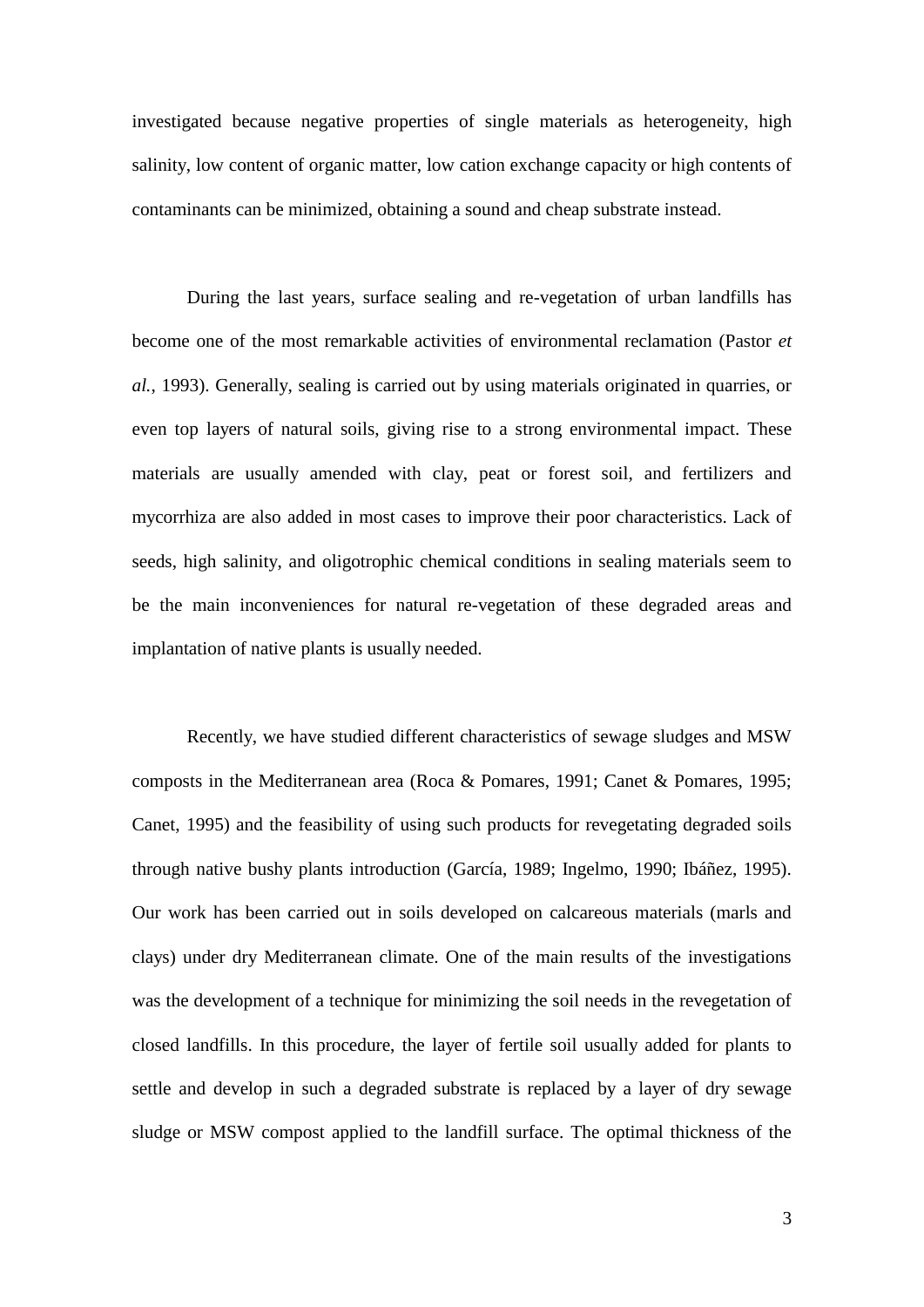investigated because negative properties of single materials as heterogeneity, high salinity, low content of organic matter, low cation exchange capacity or high contents of contaminants can be minimized, obtaining a sound and cheap substrate instead.

During the last years, surface sealing and re-vegetation of urban landfills has become one of the most remarkable activities of environmental reclamation (Pastor *et al.*, 1993). Generally, sealing is carried out by using materials originated in quarries, or even top layers of natural soils, giving rise to a strong environmental impact. These materials are usually amended with clay, peat or forest soil, and fertilizers and mycorrhiza are also added in most cases to improve their poor characteristics. Lack of seeds, high salinity, and oligotrophic chemical conditions in sealing materials seem to be the main inconveniences for natural re-vegetation of these degraded areas and implantation of native plants is usually needed.

Recently, we have studied different characteristics of sewage sludges and MSW composts in the Mediterranean area (Roca & Pomares, 1991; Canet & Pomares, 1995; Canet, 1995) and the feasibility of using such products for revegetating degraded soils through native bushy plants introduction (García, 1989; Ingelmo, 1990; Ibáñez, 1995). Our work has been carried out in soils developed on calcareous materials (marls and clays) under dry Mediterranean climate. One of the main results of the investigations was the development of a technique for minimizing the soil needs in the revegetation of closed landfills. In this procedure, the layer of fertile soil usually added for plants to settle and develop in such a degraded substrate is replaced by a layer of dry sewage sludge or MSW compost applied to the landfill surface. The optimal thickness of the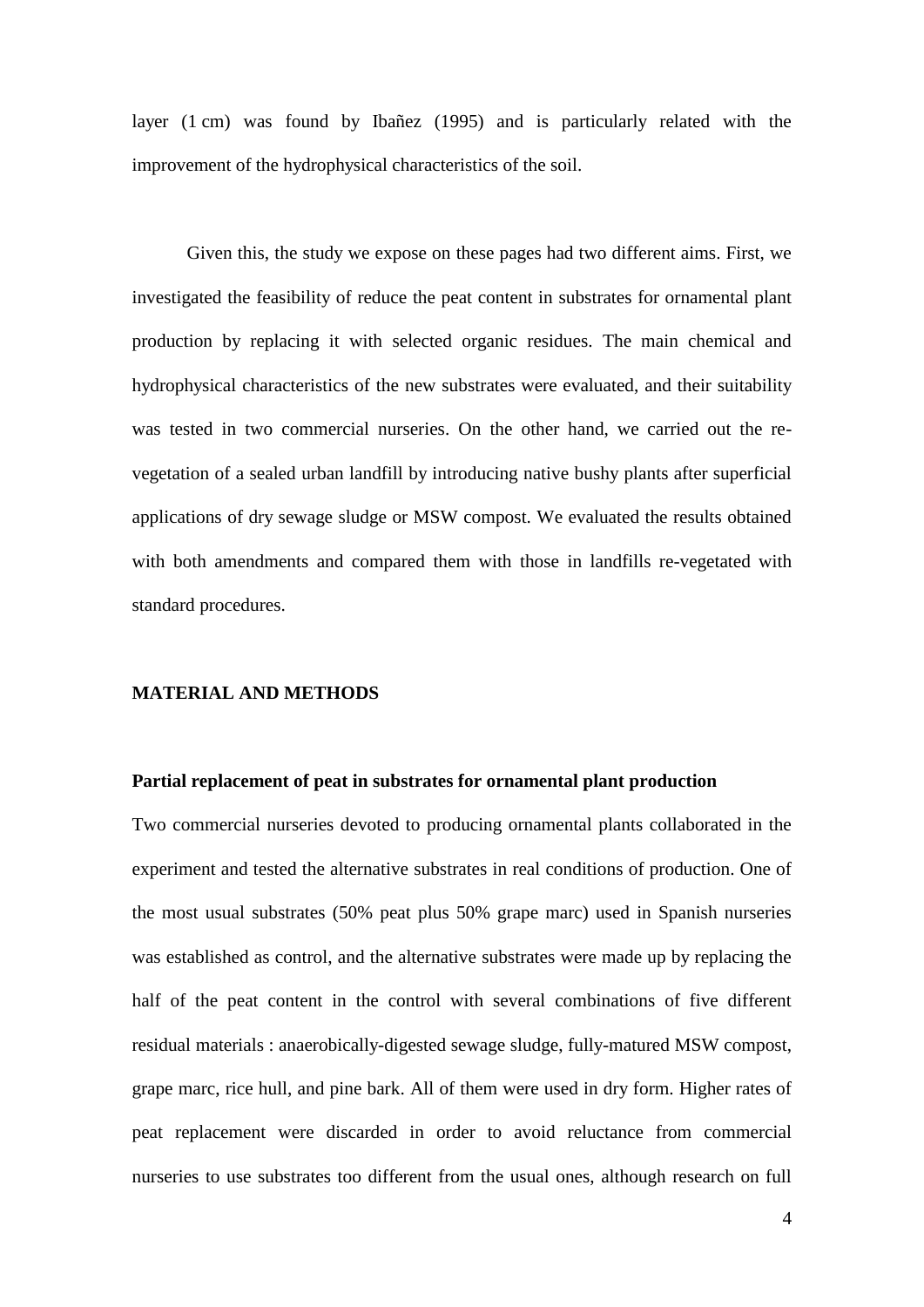layer (1 cm) was found by Ibañez (1995) and is particularly related with the improvement of the hydrophysical characteristics of the soil.

Given this, the study we expose on these pages had two different aims. First, we investigated the feasibility of reduce the peat content in substrates for ornamental plant production by replacing it with selected organic residues. The main chemical and hydrophysical characteristics of the new substrates were evaluated, and their suitability was tested in two commercial nurseries. On the other hand, we carried out the re-vegetation of a sealed urban landfill by introducing native bushy plants after superficial applications of dry sewage sludge or MSW compost. We evaluated the results obtained with both amendments and compared them with those in landfills re-vegetated with standard procedures.

## MATERIAL AND METHODS

### Partial replacement of peat in substrates for ornamental plant production

Two commercial nurseries devoted to producing ornamental plants collaborated in the experiment and tested the alternative substrates in real conditions of production. One of the most usual substrates (50% peat plus 50% grape marc) used in Spanish nurseries was established as control, and the alternative substrates were made up by replacing the half of the peat content in the control with several combinations of five different residual materials : anaerobically-digested sewage sludge, fully-matured MSW compost, grape marc, rice hull, and pine bark. All of them were used in dry form. Higher rates of peat replacement were discarded in order to avoid reluctance from commercial nurseries to use substrates too different from the usual ones, although research on full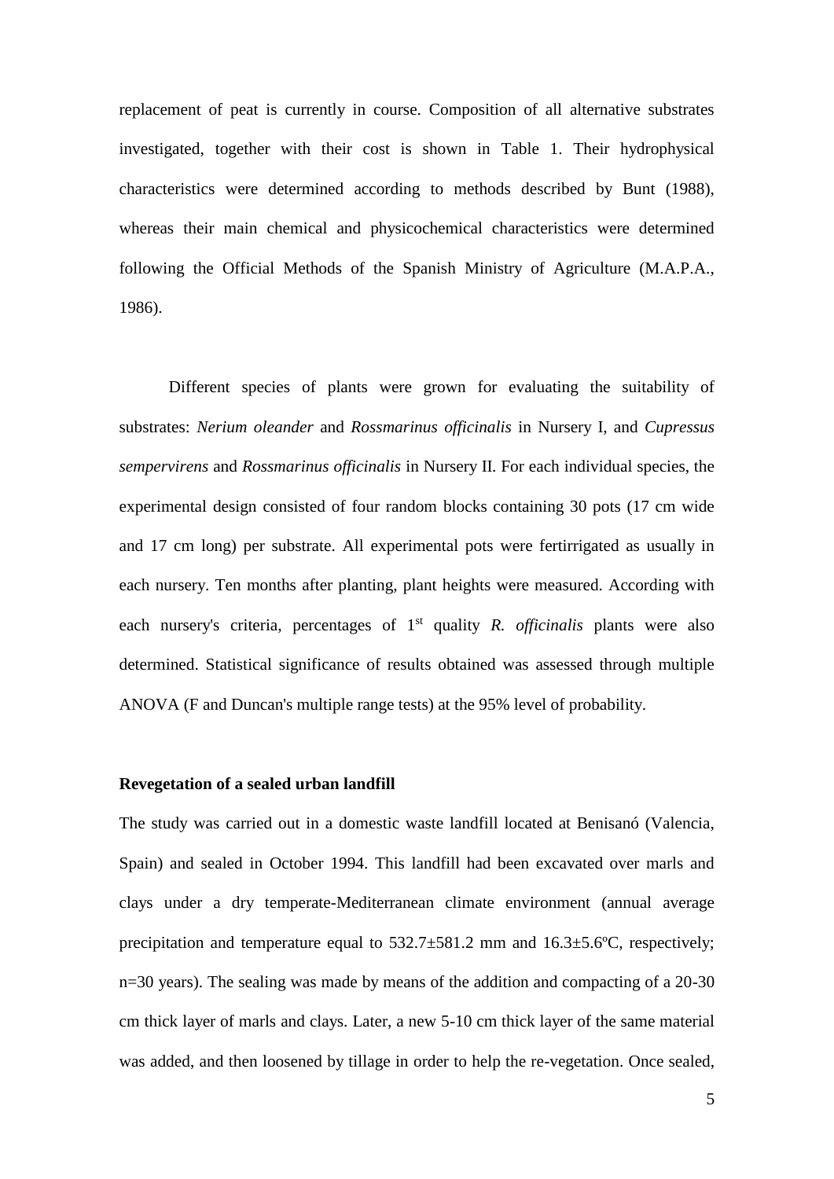replacement of peat is currently in course. Composition of all alternative substrates investigated, together with their cost is shown in Table 1. Their hydrophysical characteristics were determined according to methods described by Bunt (1988), whereas their main chemical and physicochemical characteristics were determined following the Official Methods of the Spanish Ministry of Agriculture (M.A.P.A., 1986).

Different species of plants were grown for evaluating the suitability of substrates: *Nerium oleander* and *Rossmarinus officinalis* in Nursery I, and *Cupressus sempervirens* and *Rossmarinus officinalis* in Nursery II. For each individual species, the experimental design consisted of four random blocks containing 30 pots (17 cm wide and 17 cm long) per substrate. All experimental pots were fertirrigated as usually in each nursery. Ten months after planting, plant heights were measured. According with each nursery's criteria, percentages of 1st quality *R. officinalis* plants were also determined. Statistical significance of results obtained was assessed through multiple ANOVA (F and Duncan's multiple range tests) at the 95% level of probability.

**Revegetation of a sealed urban landfill**

The study was carried out in a domestic waste landfill located at Benisanó (Valencia, Spain) and sealed in October 1994. This landfill had been excavated over marls and clays under a dry temperate-Mediterranean climate environment (annual average precipitation and temperature equal to 532.7±581.2 mm and 16.3±5.6ºC, respectively; n=30 years). The sealing was made by means of the addition and compacting of a 20-30 cm thick layer of marls and clays. Later, a new 5-10 cm thick layer of the same material was added, and then loosened by tillage in order to help the re-vegetation. Once sealed,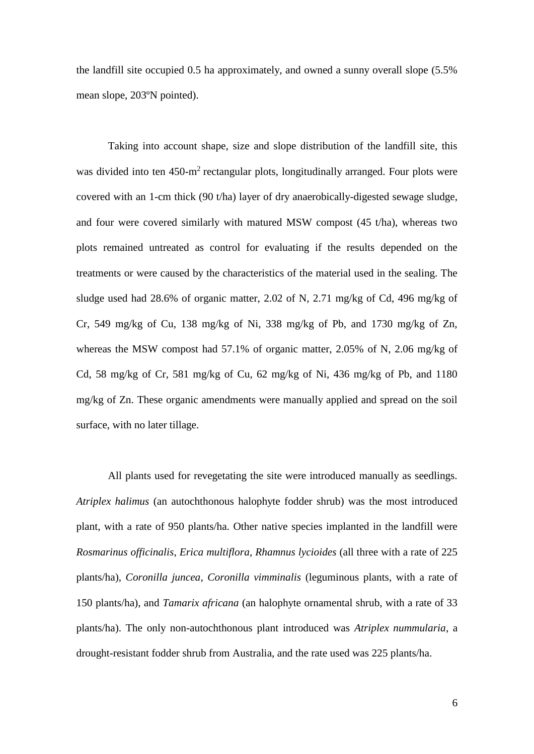the landfill site occupied 0.5 ha approximately, and owned a sunny overall slope (5.5% mean slope, 203ºN pointed).

Taking into account shape, size and slope distribution of the landfill site, this was divided into ten 450-$m^2$ rectangular plots, longitudinally arranged. Four plots were covered with an 1-cm thick (90 t/ha) layer of dry anaerobically-digested sewage sludge, and four were covered similarly with matured MSW compost (45 t/ha), whereas two plots remained untreated as control for evaluating if the results depended on the treatments or were caused by the characteristics of the material used in the sealing. The sludge used had 28.6% of organic matter, 2.02 of N, 2.71 mg/kg of Cd, 496 mg/kg of Cr, 549 mg/kg of Cu, 138 mg/kg of Ni, 338 mg/kg of Pb, and 1730 mg/kg of Zn, whereas the MSW compost had 57.1% of organic matter, 2.05% of N, 2.06 mg/kg of Cd, 58 mg/kg of Cr, 581 mg/kg of Cu, 62 mg/kg of Ni, 436 mg/kg of Pb, and 1180 mg/kg of Zn. These organic amendments were manually applied and spread on the soil surface, with no later tillage.

All plants used for revegetating the site were introduced manually as seedlings. *Atriplex halimus* (an autochthonous halophyte fodder shrub) was the most introduced plant, with a rate of 950 plants/ha. Other native species implanted in the landfill were *Rosmarinus officinalis*, *Erica multiflora*, *Rhamnus lycioides* (all three with a rate of 225 plants/ha), *Coronilla juncea*, *Coronilla vimminalis* (leguminous plants, with a rate of 150 plants/ha), and *Tamarix africana* (an halophyte ornamental shrub, with a rate of 33 plants/ha). The only non-autochthonous plant introduced was *Atriplex nummularia*, a drought-resistant fodder shrub from Australia, and the rate used was 225 plants/ha.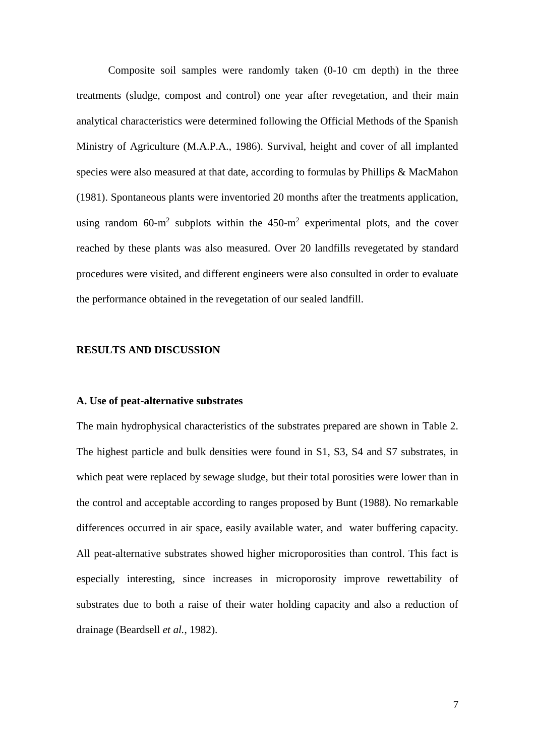Composite soil samples were randomly taken (0-10 cm depth) in the three treatments (sludge, compost and control) one year after revegetation, and their main analytical characteristics were determined following the Official Methods of the Spanish Ministry of Agriculture (M.A.P.A., 1986). Survival, height and cover of all implanted species were also measured at that date, according to formulas by Phillips & MacMahon (1981). Spontaneous plants were inventoried 20 months after the treatments application, using random 60-$m^2$ subplots within the 450-$m^2$ experimental plots, and the cover reached by these plants was also measured. Over 20 landfills revegetated by standard procedures were visited, and different engineers were also consulted in order to evaluate the performance obtained in the revegetation of our sealed landfill.

## RESULTS AND DISCUSSION

### A. Use of peat-alternative substrates

The main hydrophysical characteristics of the substrates prepared are shown in Table 2. The highest particle and bulk densities were found in S1, S3, S4 and S7 substrates, in which peat were replaced by sewage sludge, but their total porosities were lower than in the control and acceptable according to ranges proposed by Bunt (1988). No remarkable differences occurred in air space, easily available water, and water buffering capacity. All peat-alternative substrates showed higher microporosities than control. This fact is especially interesting, since increases in microporosity improve rewettability of substrates due to both a raise of their water holding capacity and also a reduction of drainage (Beardsell *et al.*, 1982).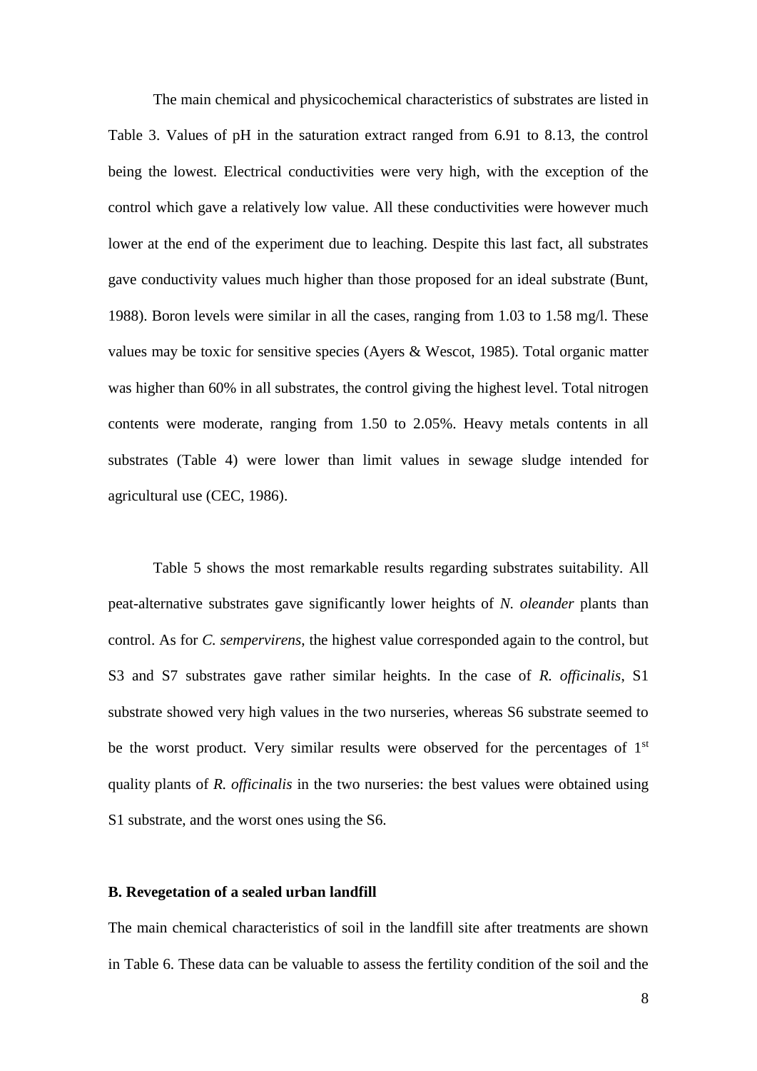The main chemical and physicochemical characteristics of substrates are listed in Table 3. Values of pH in the saturation extract ranged from 6.91 to 8.13, the control being the lowest. Electrical conductivities were very high, with the exception of the control which gave a relatively low value. All these conductivities were however much lower at the end of the experiment due to leaching. Despite this last fact, all substrates gave conductivity values much higher than those proposed for an ideal substrate (Bunt, 1988). Boron levels were similar in all the cases, ranging from 1.03 to 1.58 mg/l. These values may be toxic for sensitive species (Ayers & Wescot, 1985). Total organic matter was higher than 60% in all substrates, the control giving the highest level. Total nitrogen contents were moderate, ranging from 1.50 to 2.05%. Heavy metals contents in all substrates (Table 4) were lower than limit values in sewage sludge intended for agricultural use (CEC, 1986).

Table 5 shows the most remarkable results regarding substrates suitability. All peat-alternative substrates gave significantly lower heights of *N. oleander* plants than control. As for *C. sempervirens*, the highest value corresponded again to the control, but S3 and S7 substrates gave rather similar heights. In the case of *R. officinalis*, S1 substrate showed very high values in the two nurseries, whereas S6 substrate seemed to be the worst product. Very similar results were observed for the percentages of 1st quality plants of *R. officinalis* in the two nurseries: the best values were obtained using S1 substrate, and the worst ones using the S6.

**B. Revegetation of a sealed urban landfill**

The main chemical characteristics of soil in the landfill site after treatments are shown in Table 6. These data can be valuable to assess the fertility condition of the soil and the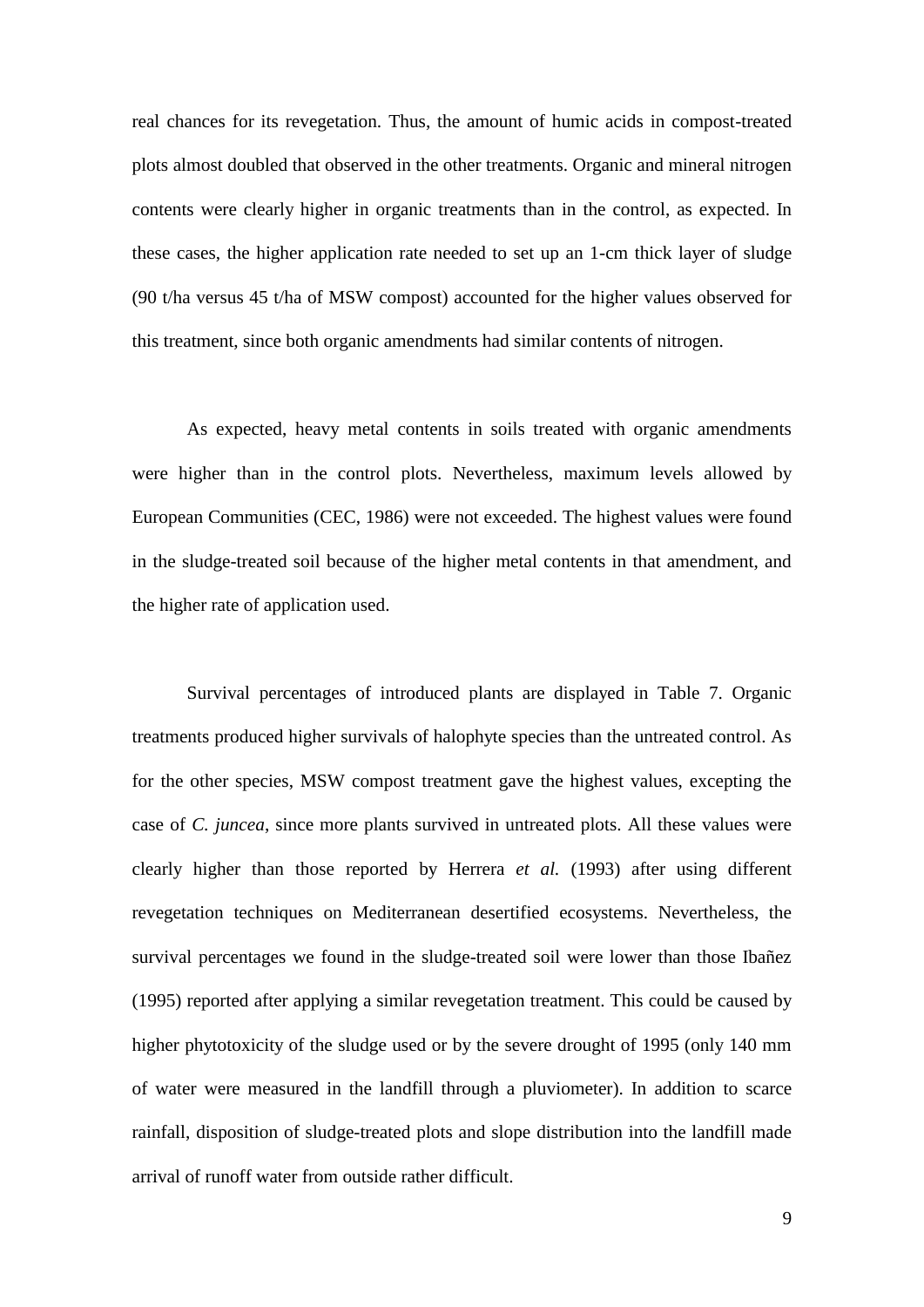real chances for its revegetation. Thus, the amount of humic acids in compost-treated plots almost doubled that observed in the other treatments. Organic and mineral nitrogen contents were clearly higher in organic treatments than in the control, as expected. In these cases, the higher application rate needed to set up an 1-cm thick layer of sludge (90 t/ha versus 45 t/ha of MSW compost) accounted for the higher values observed for this treatment, since both organic amendments had similar contents of nitrogen.

As expected, heavy metal contents in soils treated with organic amendments were higher than in the control plots. Nevertheless, maximum levels allowed by European Communities (CEC, 1986) were not exceeded. The highest values were found in the sludge-treated soil because of the higher metal contents in that amendment, and the higher rate of application used.

Survival percentages of introduced plants are displayed in Table 7. Organic treatments produced higher survivals of halophyte species than the untreated control. As for the other species, MSW compost treatment gave the highest values, excepting the case of *C. juncea*, since more plants survived in untreated plots. All these values were clearly higher than those reported by Herrera *et al.* (1993) after using different revegetation techniques on Mediterranean desertified ecosystems. Nevertheless, the survival percentages we found in the sludge-treated soil were lower than those Ibañez (1995) reported after applying a similar revegetation treatment. This could be caused by higher phytotoxicity of the sludge used or by the severe drought of 1995 (only 140 mm of water were measured in the landfill through a pluviometer). In addition to scarce rainfall, disposition of sludge-treated plots and slope distribution into the landfill made arrival of runoff water from outside rather difficult.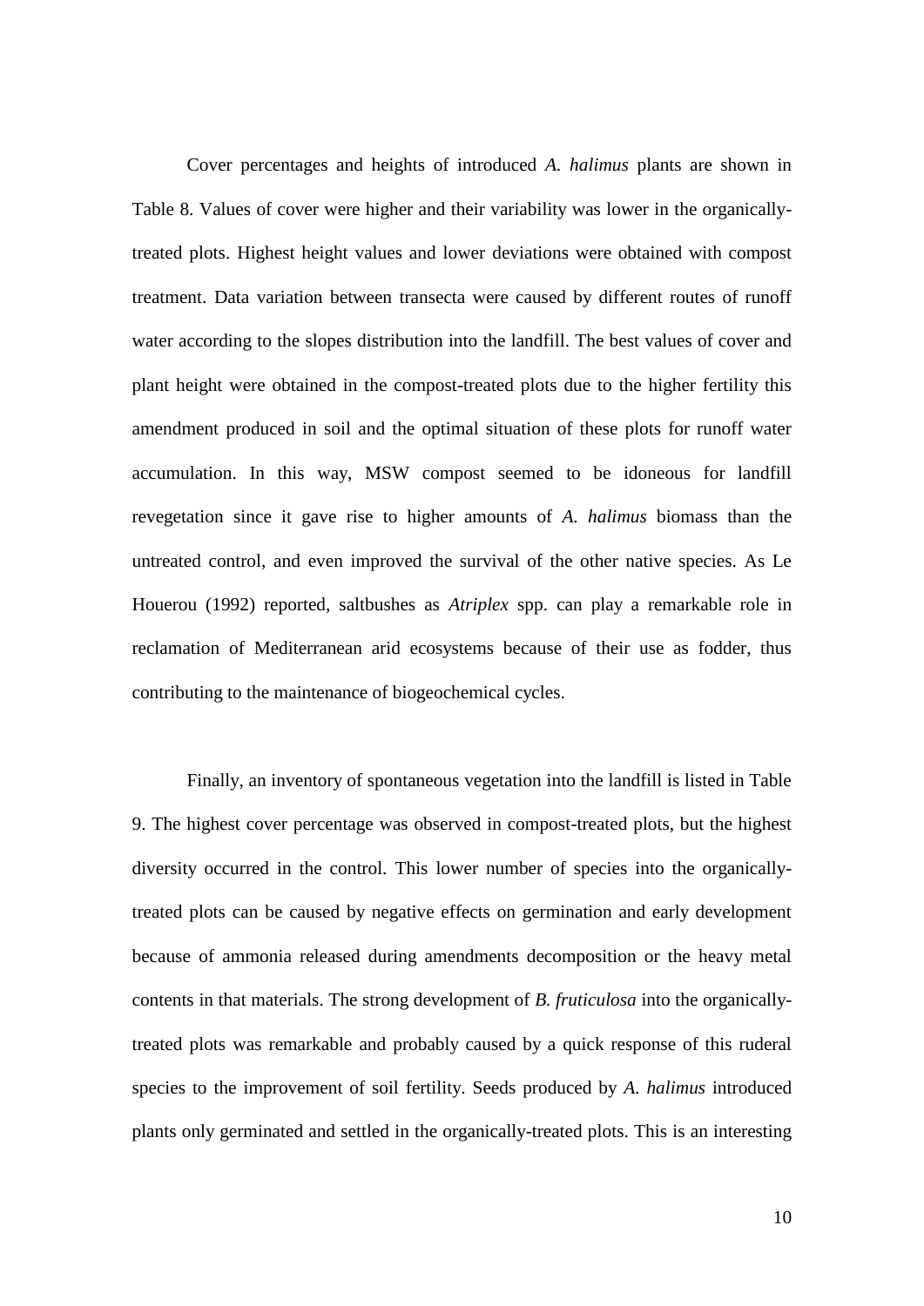Cover percentages and heights of introduced *A. halimus* plants are shown in Table 8. Values of cover were higher and their variability was lower in the organically-treated plots. Highest height values and lower deviations were obtained with compost treatment. Data variation between transecta were caused by different routes of runoff water according to the slopes distribution into the landfill. The best values of cover and plant height were obtained in the compost-treated plots due to the higher fertility this amendment produced in soil and the optimal situation of these plots for runoff water accumulation. In this way, MSW compost seemed to be idoneous for landfill revegetation since it gave rise to higher amounts of *A. halimus* biomass than the untreated control, and even improved the survival of the other native species. As Le Houerou (1992) reported, saltbushes as *Atriplex* spp. can play a remarkable role in reclamation of Mediterranean arid ecosystems because of their use as fodder, thus contributing to the maintenance of biogeochemical cycles.

Finally, an inventory of spontaneous vegetation into the landfill is listed in Table 9. The highest cover percentage was observed in compost-treated plots, but the highest diversity occurred in the control. This lower number of species into the organically-treated plots can be caused by negative effects on germination and early development because of ammonia released during amendments decomposition or the heavy metal contents in that materials. The strong development of *B. fruticulosa* into the organically-treated plots was remarkable and probably caused by a quick response of this ruderal species to the improvement of soil fertility. Seeds produced by *A. halimus* introduced plants only germinated and settled in the organically-treated plots. This is an interesting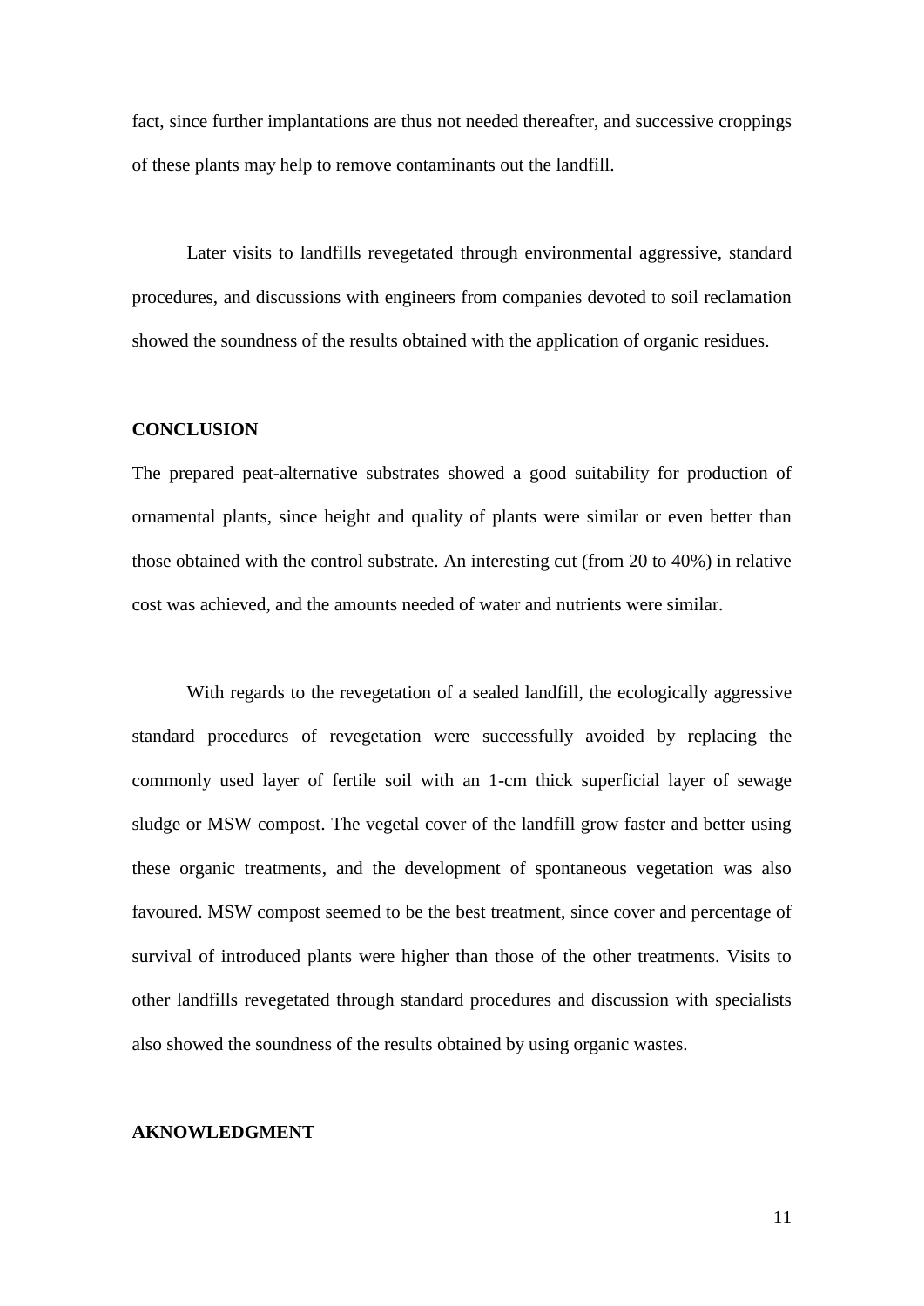fact, since further implantations are thus not needed thereafter, and successive croppings of these plants may help to remove contaminants out the landfill.

Later visits to landfills revegetated through environmental aggressive, standard procedures, and discussions with engineers from companies devoted to soil reclamation showed the soundness of the results obtained with the application of organic residues.

## CONCLUSION

The prepared peat-alternative substrates showed a good suitability for production of ornamental plants, since height and quality of plants were similar or even better than those obtained with the control substrate. An interesting cut (from 20 to 40%) in relative cost was achieved, and the amounts needed of water and nutrients were similar.

With regards to the revegetation of a sealed landfill, the ecologically aggressive standard procedures of revegetation were successfully avoided by replacing the commonly used layer of fertile soil with an 1-cm thick superficial layer of sewage sludge or MSW compost. The vegetal cover of the landfill grow faster and better using these organic treatments, and the development of spontaneous vegetation was also favoured. MSW compost seemed to be the best treatment, since cover and percentage of survival of introduced plants were higher than those of the other treatments. Visits to other landfills revegetated through standard procedures and discussion with specialists also showed the soundness of the results obtained by using organic wastes.

## AKNOWLEDGMENT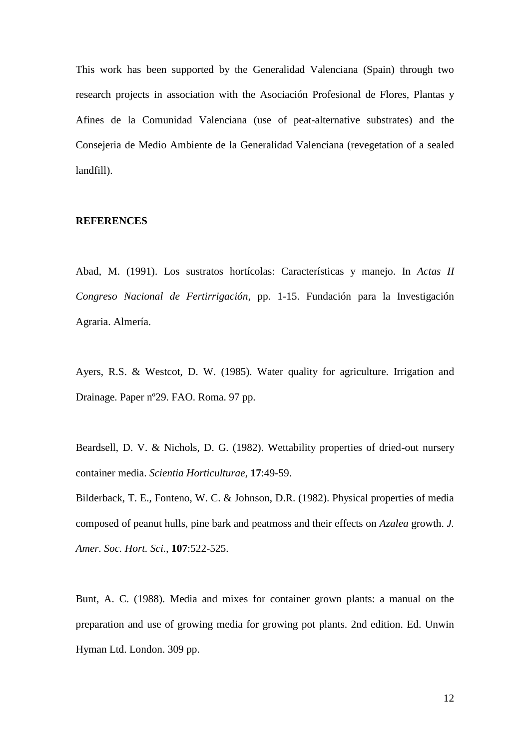This work has been supported by the Generalidad Valenciana (Spain) through two research projects in association with the Asociación Profesional de Flores, Plantas y Afines de la Comunidad Valenciana (use of peat-alternative substrates) and the Consejeria de Medio Ambiente de la Generalidad Valenciana (revegetation of a sealed landfill).

## REFERENCES

Abad, M. (1991). Los sustratos hortícolas: Características y manejo. In *Actas II Congreso Nacional de Fertirrigación*, pp. 1-15. Fundación para la Investigación Agraria. Almería.

Ayers, R.S. & Westcot, D. W. (1985). Water quality for agriculture. Irrigation and Drainage. Paper nº29. FAO. Roma. 97 pp.

Beardsell, D. V. & Nichols, D. G. (1982). Wettability properties of dried-out nursery container media. *Scientia Horticulturae*, **17**:49-59.

Bilderback, T. E., Fonteno, W. C. & Johnson, D.R. (1982). Physical properties of media composed of peanut hulls, pine bark and peatmoss and their effects on *Azalea* growth. *J. Amer. Soc. Hort. Sci.*, **107**:522-525.

Bunt, A. C. (1988). Media and mixes for container grown plants: a manual on the preparation and use of growing media for growing pot plants. 2nd edition. Ed. Unwin Hyman Ltd. London. 309 pp.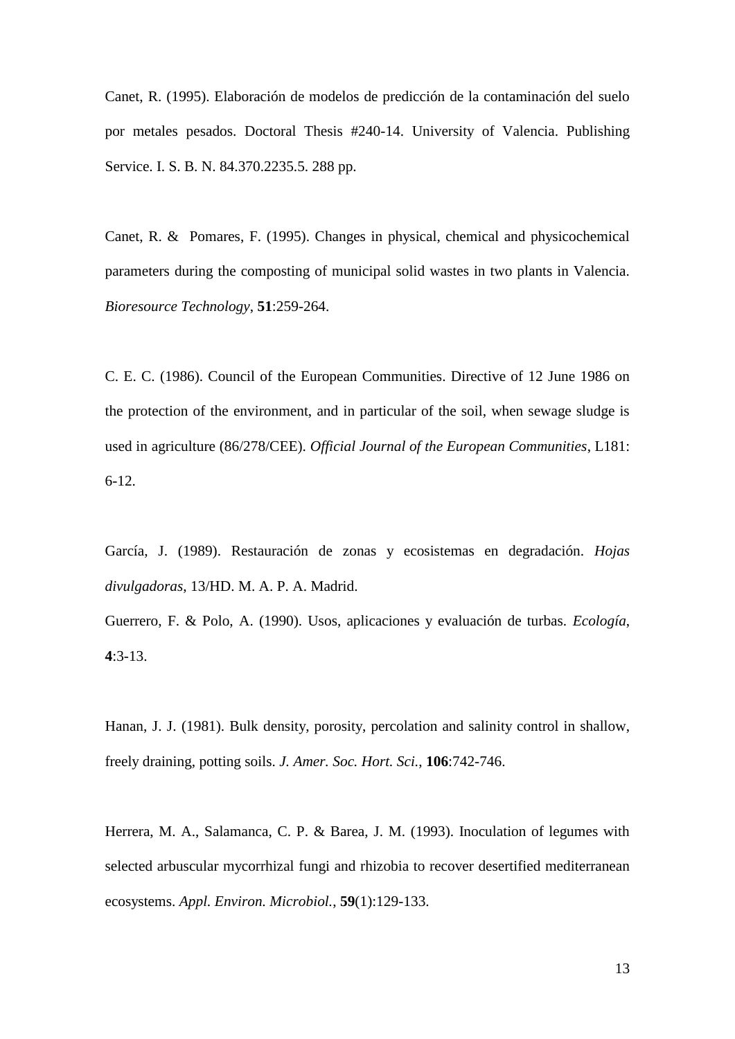Canet, R. (1995). Elaboración de modelos de predicción de la contaminación del suelo por metales pesados. Doctoral Thesis #240-14. University of Valencia. Publishing Service. I. S. B. N. 84.370.2235.5. 288 pp.

Canet, R. & Pomares, F. (1995). Changes in physical, chemical and physicochemical parameters during the composting of municipal solid wastes in two plants in Valencia. *Bioresource Technology*, **51**:259-264.

C. E. C. (1986). Council of the European Communities. Directive of 12 June 1986 on the protection of the environment, and in particular of the soil, when sewage sludge is used in agriculture (86/278/CEE). *Official Journal of the European Communities*, L181: 6-12.

García, J. (1989). Restauración de zonas y ecosistemas en degradación. *Hojas divulgadoras*, 13/HD. M. A. P. A. Madrid.

Guerrero, F. & Polo, A. (1990). Usos, aplicaciones y evaluación de turbas. *Ecología*, **4**:3-13.

Hanan, J. J. (1981). Bulk density, porosity, percolation and salinity control in shallow, freely draining, potting soils. *J. Amer. Soc. Hort. Sci.*, **106**:742-746.

Herrera, M. A., Salamanca, C. P. & Barea, J. M. (1993). Inoculation of legumes with selected arbuscular mycorrhizal fungi and rhizobia to recover desertified mediterranean ecosystems. *Appl. Environ. Microbiol.*, **59**(1):129-133.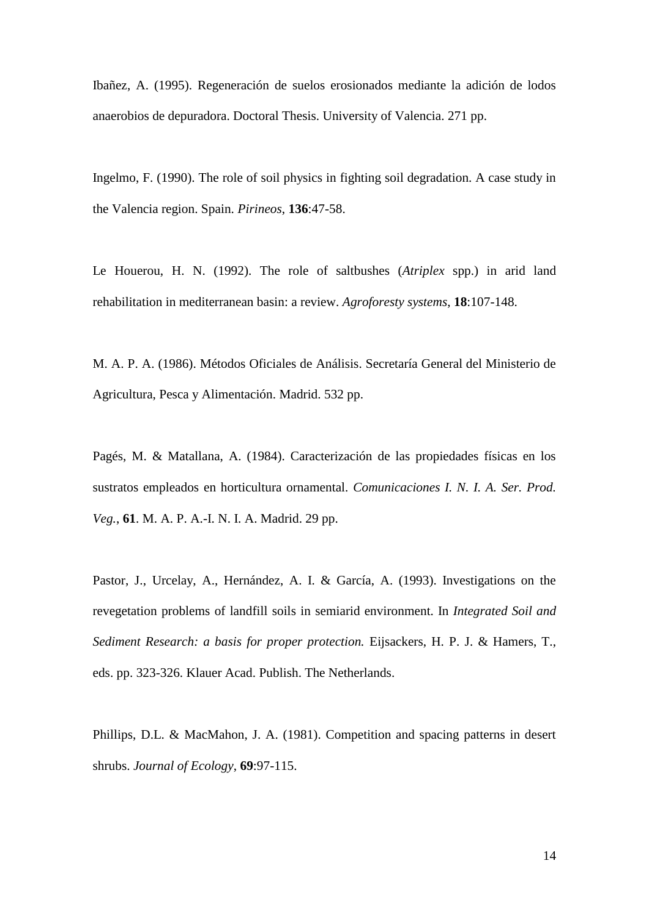Ibañez, A. (1995). Regeneración de suelos erosionados mediante la adición de lodos anaerobios de depuradora. Doctoral Thesis. University of Valencia. 271 pp.

Ingelmo, F. (1990). The role of soil physics in fighting soil degradation. A case study in the Valencia region. Spain. *Pirineos*, **136**:47-58.

Le Houerou, H. N. (1992). The role of saltbushes (*Atriplex* spp.) in arid land rehabilitation in mediterranean basin: a review. *Agroforesty systems*, **18**:107-148.

M. A. P. A. (1986). Métodos Oficiales de Análisis. Secretaría General del Ministerio de Agricultura, Pesca y Alimentación. Madrid. 532 pp.

Pagés, M. & Matallana, A. (1984). Caracterización de las propiedades físicas en los sustratos empleados en horticultura ornamental. *Comunicaciones I. N. I. A. Ser. Prod. Veg.*, **61**. M. A. P. A.-I. N. I. A. Madrid. 29 pp.

Pastor, J., Urcelay, A., Hernández, A. I. & García, A. (1993). Investigations on the revegetation problems of landfill soils in semiarid environment. In *Integrated Soil and Sediment Research: a basis for proper protection.* Eijsackers, H. P. J. & Hamers, T., eds. pp. 323-326. Klauer Acad. Publish. The Netherlands.

Phillips, D.L. & MacMahon, J. A. (1981). Competition and spacing patterns in desert shrubs. *Journal of Ecology*, **69**:97-115.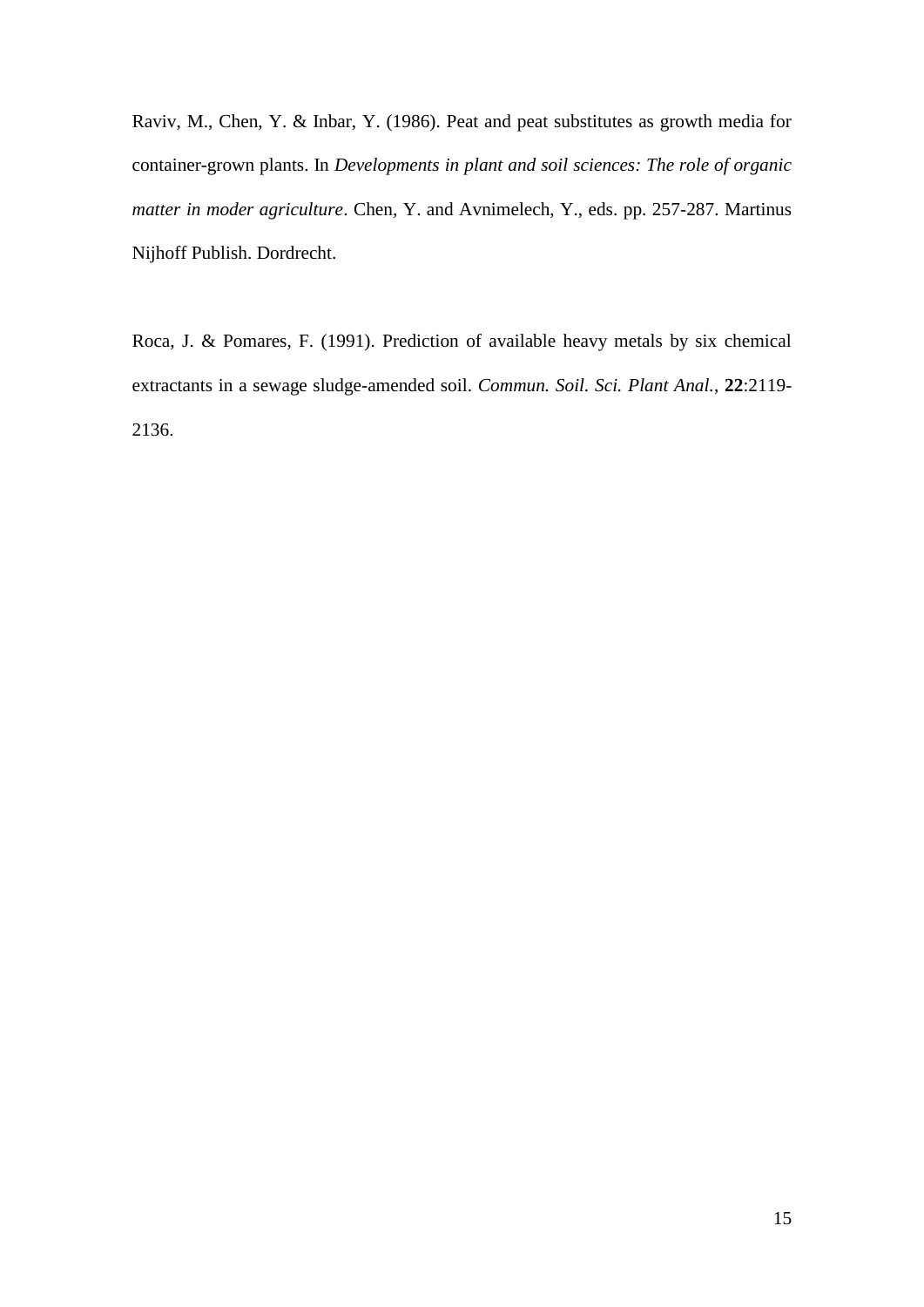Raviv, M., Chen, Y. & Inbar, Y. (1986). Peat and peat substitutes as growth media for container-grown plants. In *Developments in plant and soil sciences: The role of organic matter in moder agriculture*. Chen, Y. and Avnimelech, Y., eds. pp. 257-287. Martinus Nijhoff Publish. Dordrecht.

Roca, J. & Pomares, F. (1991). Prediction of available heavy metals by six chemical extractants in a sewage sludge-amended soil. *Commun. Soil. Sci. Plant Anal.*, **22**:2119-2136.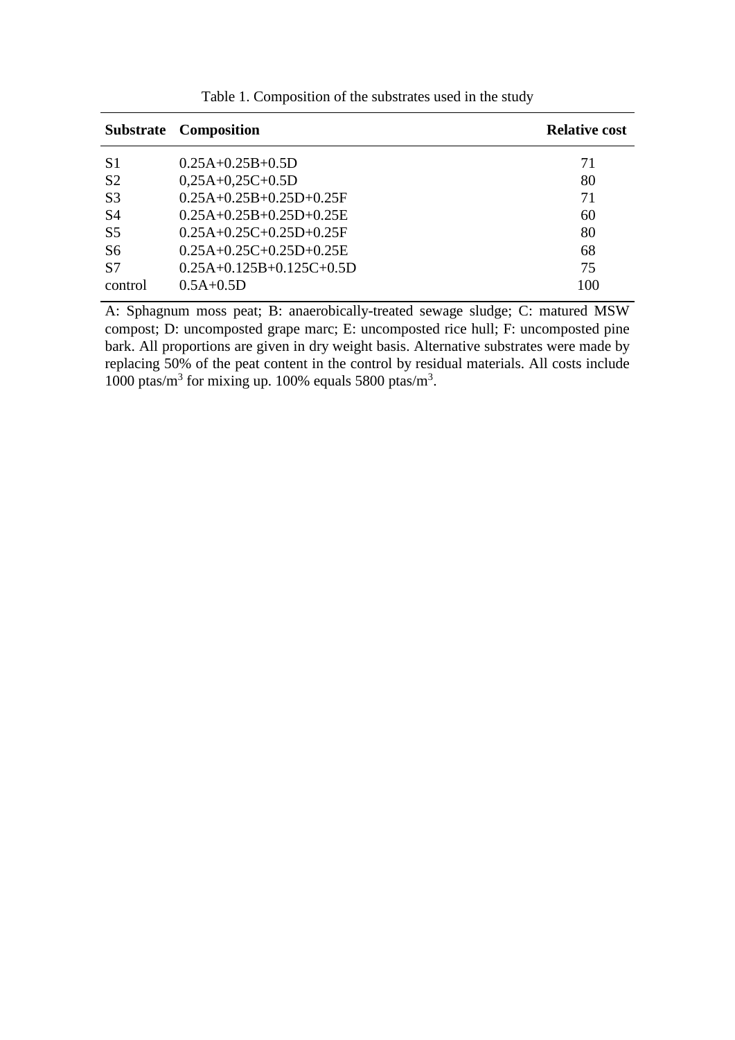Table 1. Composition of the substrates used in the study

| Substrate | Composition | Relative cost |
|---|---|---|
| S1 | 0.25A+0.25B+0.5D | 71 |
| S2 | 0,25A+0,25C+0.5D | 80 |
| S3 | 0.25A+0.25B+0.25D+0.25F | 71 |
| S4 | 0.25A+0.25B+0.25D+0.25E | 60 |
| S5 | 0.25A+0.25C+0.25D+0.25F | 80 |
| S6 | 0.25A+0.25C+0.25D+0.25E | 68 |
| S7 | 0.25A+0.125B+0.125C+0.5D | 75 |
| control | 0.5A+0.5D | 100 |

A: Sphagnum moss peat; B: anaerobically-treated sewage sludge; C: matured MSW compost; D: uncomposted grape marc; E: uncomposted rice hull; F: uncomposted pine bark. All proportions are given in dry weight basis. Alternative substrates were made by replacing 50% of the peat content in the control by residual materials. All costs include 1000 ptas/$m^3$ for mixing up. 100% equals 5800 ptas/$m^3$.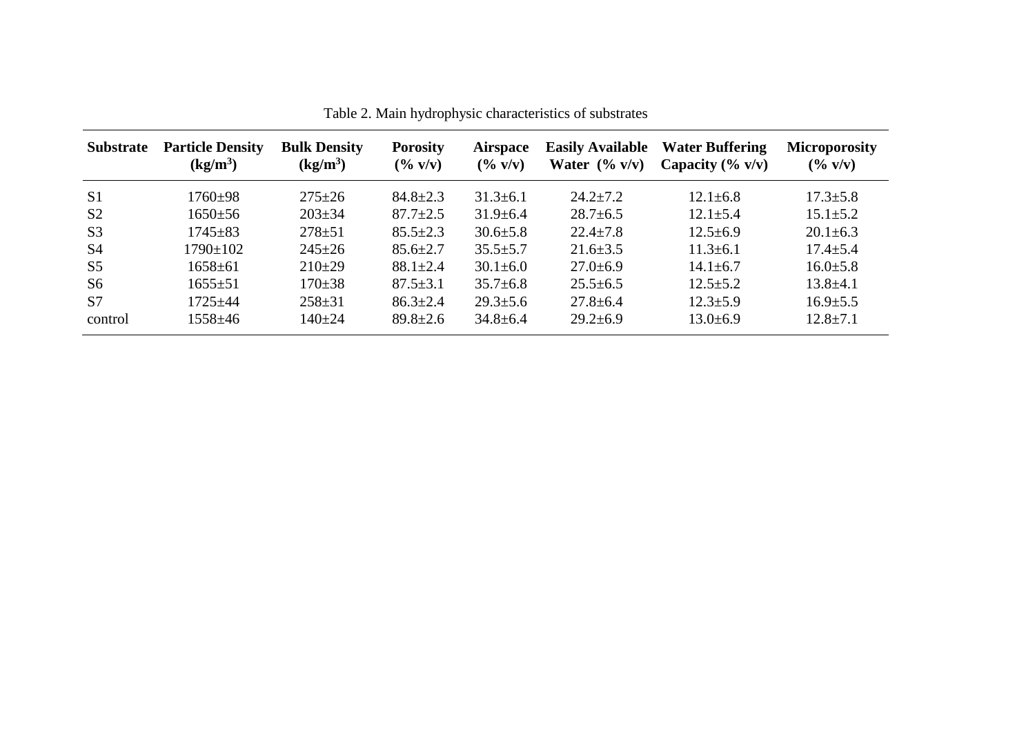Table 2. Main hydrophysic characteristics of substrates

| Substrate | Particle Density ($kg/m^3$) | Bulk Density ($kg/m^3$) | Porosity (% v/v) | Airspace (% v/v) | Easily Available Water (% v/v) | Water Buffering Capacity (% v/v) | Microporosity (% v/v) |
|---|---|---|---|---|---|---|---|
| S1 | 1760±98 | 275±26 | 84.8±2.3 | 31.3±6.1 | 24.2±7.2 | 12.1±6.8 | 17.3±5.8 |
| S2 | 1650±56 | 203±34 | 87.7±2.5 | 31.9±6.4 | 28.7±6.5 | 12.1±5.4 | 15.1±5.2 |
| S3 | 1745±83 | 278±51 | 85.5±2.3 | 30.6±5.8 | 22.4±7.8 | 12.5±6.9 | 20.1±6.3 |
| S4 | 1790±102 | 245±26 | 85.6±2.7 | 35.5±5.7 | 21.6±3.5 | 11.3±6.1 | 17.4±5.4 |
| S5 | 1658±61 | 210±29 | 88.1±2.4 | 30.1±6.0 | 27.0±6.9 | 14.1±6.7 | 16.0±5.8 |
| S6 | 1655±51 | 170±38 | 87.5±3.1 | 35.7±6.8 | 25.5±6.5 | 12.5±5.2 | 13.8±4.1 |
| S7 | 1725±44 | 258±31 | 86.3±2.4 | 29.3±5.6 | 27.8±6.4 | 12.3±5.9 | 16.9±5.5 |
| control | 1558±46 | 140±24 | 89.8±2.6 | 34.8±6.4 | 29.2±6.9 | 13.0±6.9 | 12.8±7.1 |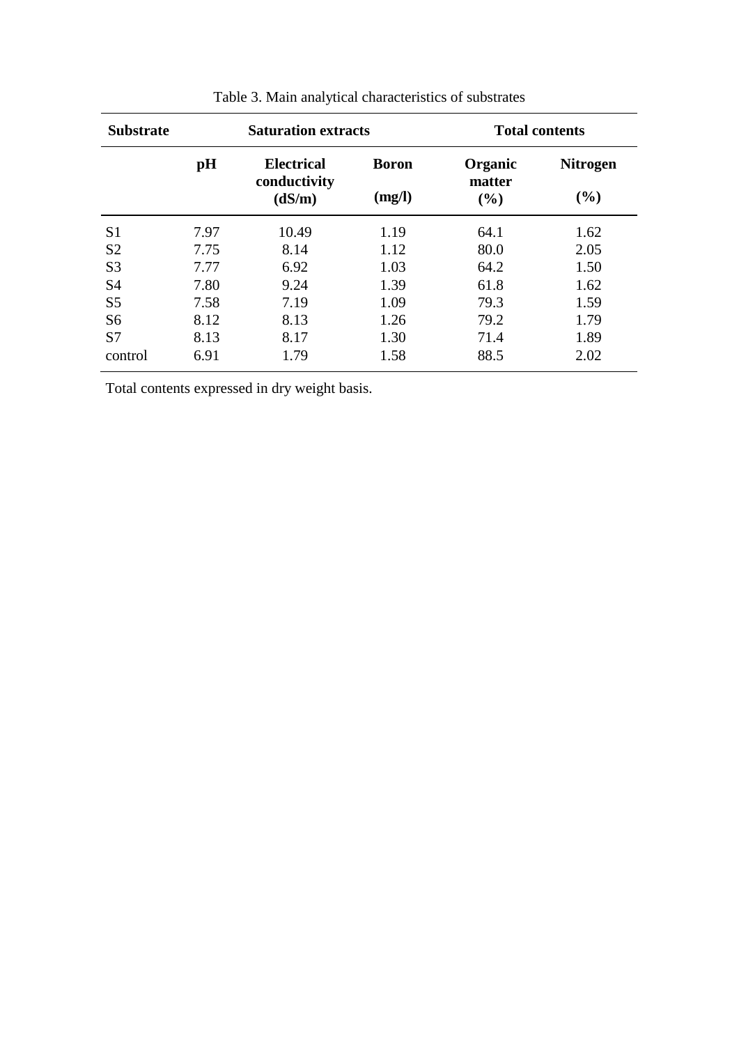Table 3. Main analytical characteristics of substrates

| Substrate | Saturation extracts | | | Total contents | |
|---|---|---|---|---|---|
| | pH | Electrical conductivity (dS/m) | Boron (mg/l) | Organic matter (%) | Nitrogen (%) |
| S1 | 7.97 | 10.49 | 1.19 | 64.1 | 1.62 |
| S2 | 7.75 | 8.14 | 1.12 | 80.0 | 2.05 |
| S3 | 7.77 | 6.92 | 1.03 | 64.2 | 1.50 |
| S4 | 7.80 | 9.24 | 1.39 | 61.8 | 1.62 |
| S5 | 7.58 | 7.19 | 1.09 | 79.3 | 1.59 |
| S6 | 8.12 | 8.13 | 1.26 | 79.2 | 1.79 |
| S7 | 8.13 | 8.17 | 1.30 | 71.4 | 1.89 |
| control | 6.91 | 1.79 | 1.58 | 88.5 | 2.02 |

Total contents expressed in dry weight basis.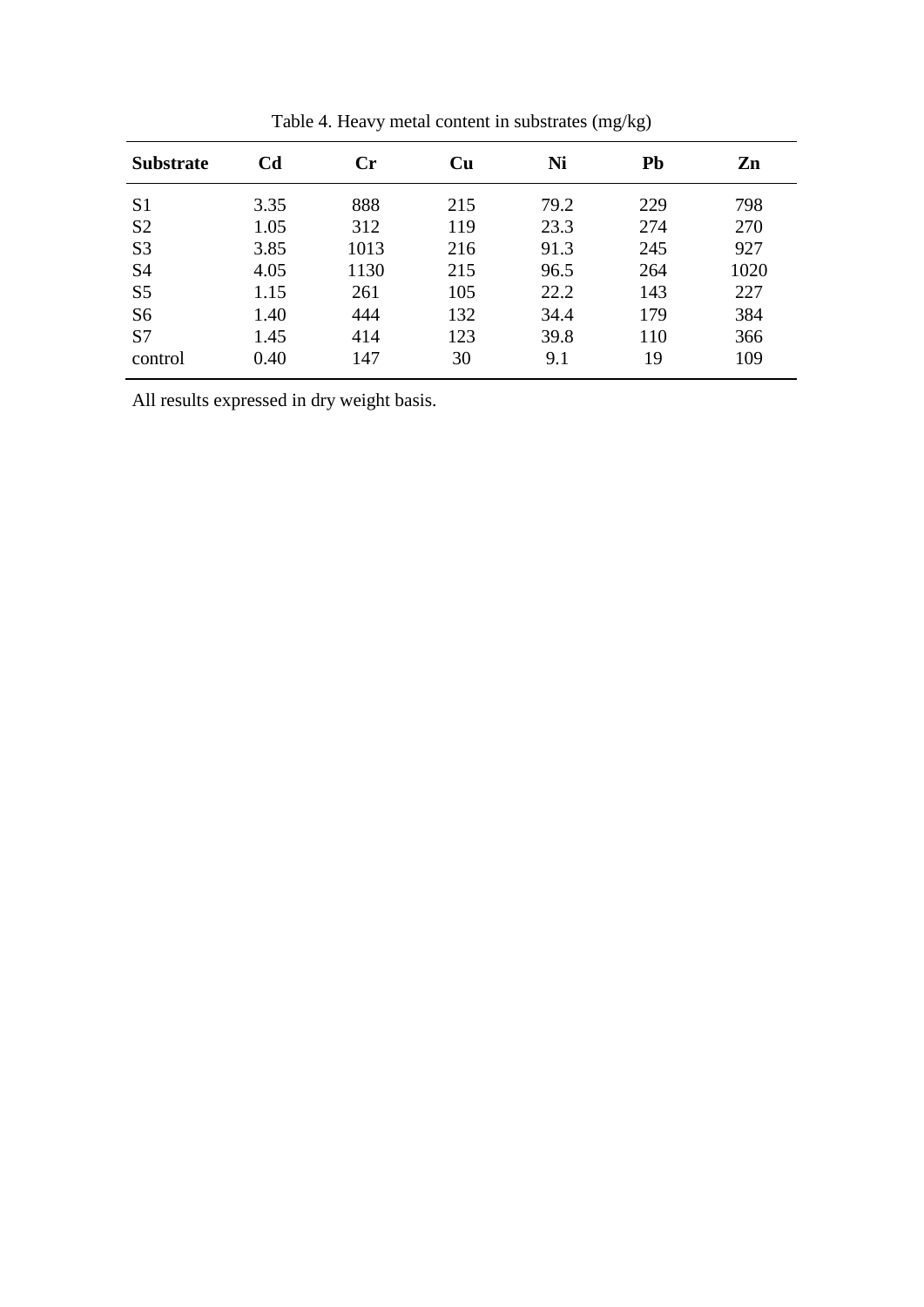Table 4. Heavy metal content in substrates (mg/kg)

| **Substrate** | **Cd** | **Cr** | **Cu** | **Ni** | **Pb** | **Zn** |
|---|---|---|---|---|---|---|
| S1 | 3.35 | 888 | 215 | 79.2 | 229 | 798 |
| S2 | 1.05 | 312 | 119 | 23.3 | 274 | 270 |
| S3 | 3.85 | 1013 | 216 | 91.3 | 245 | 927 |
| S4 | 4.05 | 1130 | 215 | 96.5 | 264 | 1020 |
| S5 | 1.15 | 261 | 105 | 22.2 | 143 | 227 |
| S6 | 1.40 | 444 | 132 | 34.4 | 179 | 384 |
| S7 | 1.45 | 414 | 123 | 39.8 | 110 | 366 |
| control | 0.40 | 147 | 30 | 9.1 | 19 | 109 |

All results expressed in dry weight basis.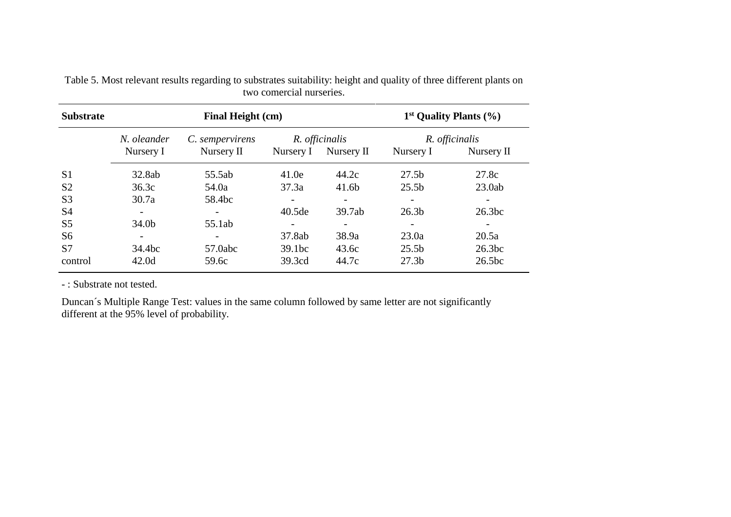Table 5. Most relevant results regarding to substrates suitability: height and quality of three different plants on two comercial nurseries.

| Substrate | Final Height (cm) | | | | 1st Quality Plants (%) | |
|---|---|---|---|---|---|---|
| | *N. oleander* | *C. sempervirens* | *R. officinalis* | | *R. officinalis* | |
| | Nursery I | Nursery II | Nursery I | Nursery II | Nursery I | Nursery II |
| S1 | 32.8ab | 55.5ab | 41.0e | 44.2c | 27.5b | 27.8c |
| S2 | 36.3c | 54.0a | 37.3a | 41.6b | 25.5b | 23.0ab |
| S3 | 30.7a | 58.4bc | - | - | - | - |
| S4 | - | - | 40.5de | 39.7ab | 26.3b | 26.3bc |
| S5 | 34.0b | 55.1ab | - | - | - | - |
| S6 | - | - | 37.8ab | 38.9a | 23.0a | 20.5a |
| S7 | 34.4bc | 57.0abc | 39.1bc | 43.6c | 25.5b | 26.3bc |
| control | 42.0d | 59.6c | 39.3cd | 44.7c | 27.3b | 26.5bc |

- : Substrate not tested.

Duncan´s Multiple Range Test: values in the same column followed by same letter are not significantly different at the 95% level of probability.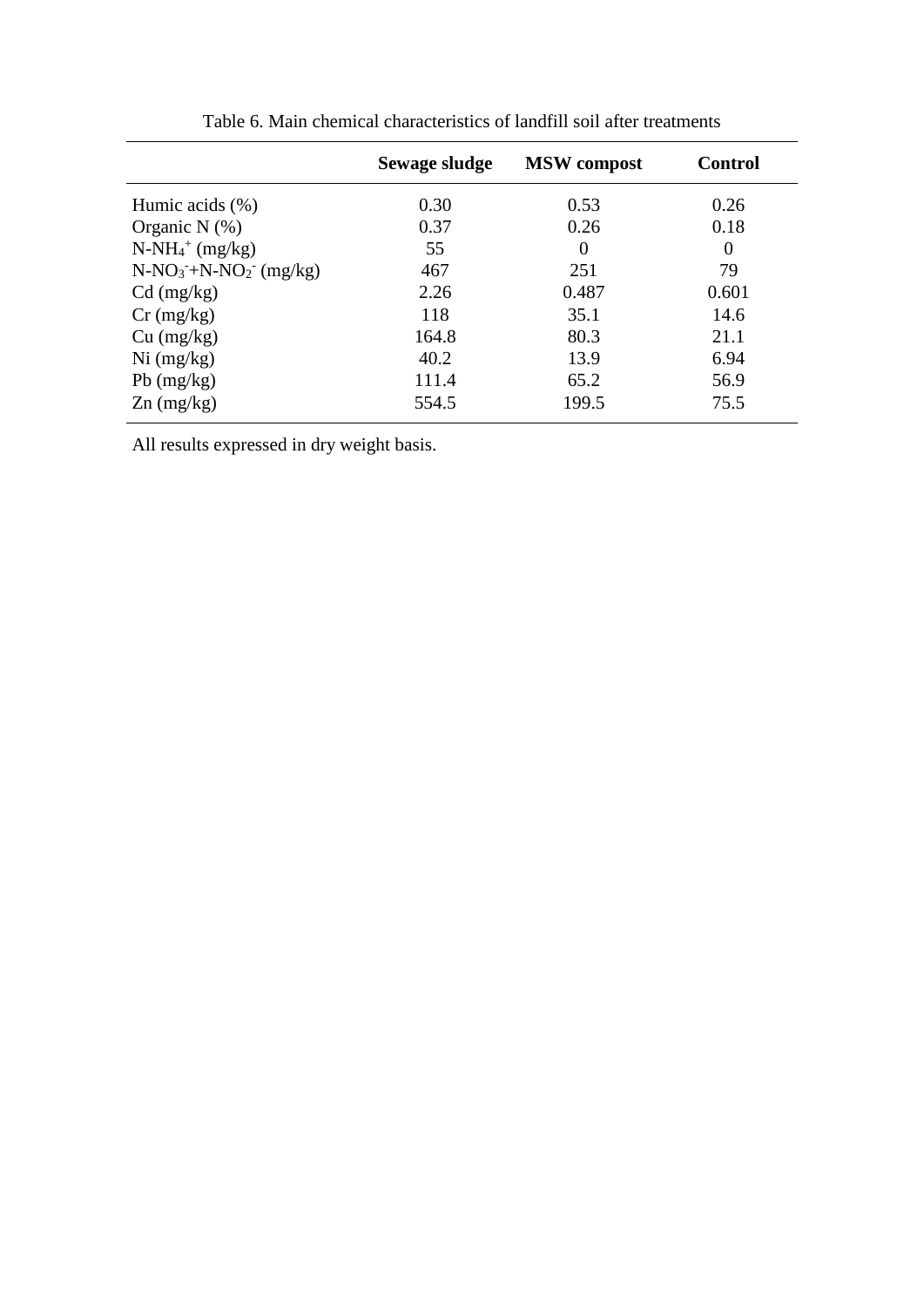Table 6. Main chemical characteristics of landfill soil after treatments

| | **Sewage sludge** | **MSW compost** | **Control** |
|---|---|---|---|
| Humic acids (%) | 0.30 | 0.53 | 0.26 |
| Organic N (%) | 0.37 | 0.26 | 0.18 |
| N-$NH_4^+$ (mg/kg) | 55 | 0 | 0 |
| N-$NO_3^-$+N-$NO_2^-$ (mg/kg) | 467 | 251 | 79 |
| Cd (mg/kg) | 2.26 | 0.487 | 0.601 |
| Cr (mg/kg) | 118 | 35.1 | 14.6 |
| Cu (mg/kg) | 164.8 | 80.3 | 21.1 |
| Ni (mg/kg) | 40.2 | 13.9 | 6.94 |
| Pb (mg/kg) | 111.4 | 65.2 | 56.9 |
| Zn (mg/kg) | 554.5 | 199.5 | 75.5 |

All results expressed in dry weight basis.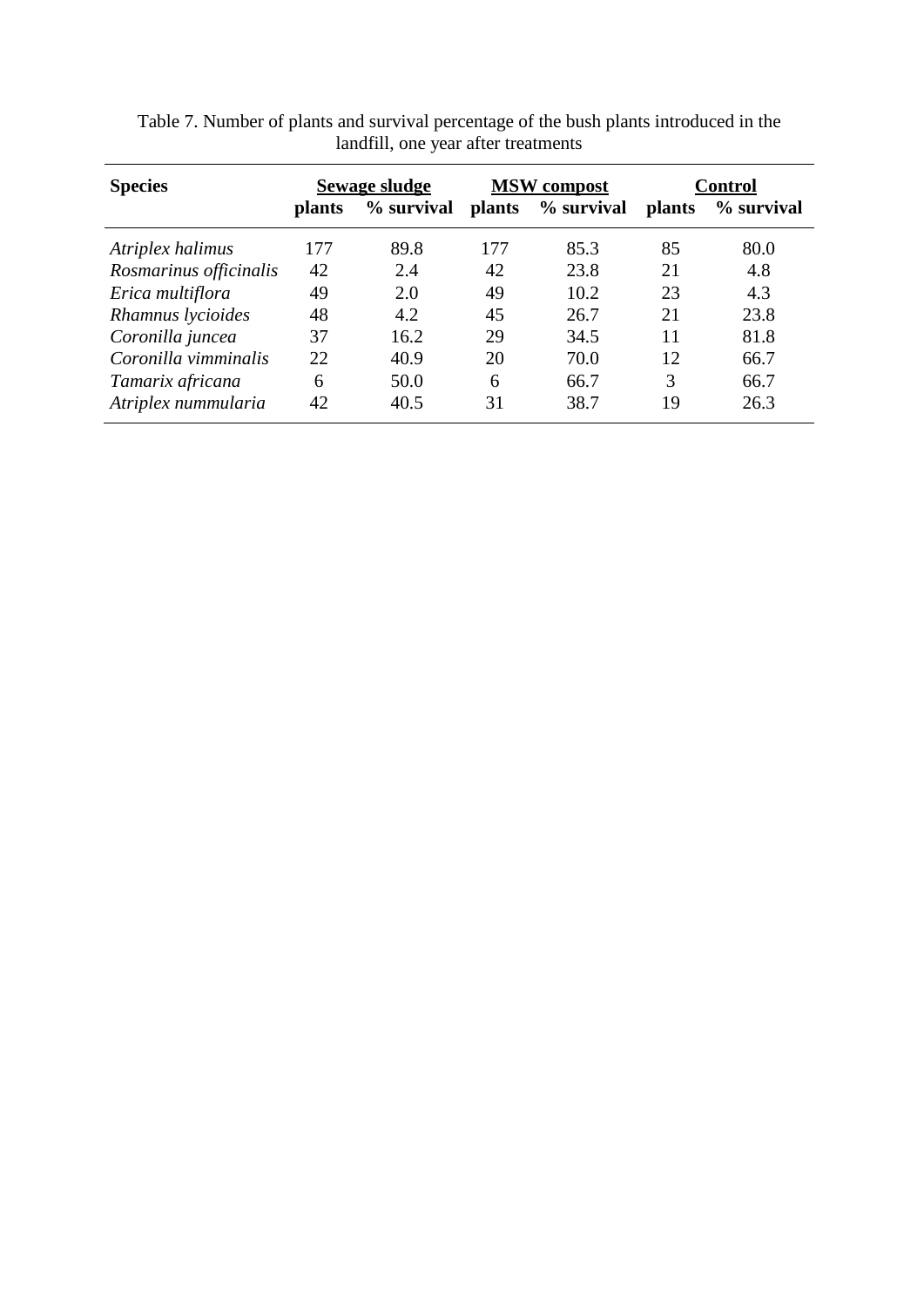Table 7. Number of plants and survival percentage of the bush plants introduced in the landfill, one year after treatments

| Species | Sewage sludge | | MSW compost | | Control | |
|---|---|---|---|---|---|---|
| | plants | % survival | plants | % survival | plants | % survival |
| *Atriplex halimus* | 177 | 89.8 | 177 | 85.3 | 85 | 80.0 |
| *Rosmarinus officinalis* | 42 | 2.4 | 42 | 23.8 | 21 | 4.8 |
| *Erica multiflora* | 49 | 2.0 | 49 | 10.2 | 23 | 4.3 |
| *Rhamnus lycioides* | 48 | 4.2 | 45 | 26.7 | 21 | 23.8 |
| *Coronilla juncea* | 37 | 16.2 | 29 | 34.5 | 11 | 81.8 |
| *Coronilla vimminalis* | 22 | 40.9 | 20 | 70.0 | 12 | 66.7 |
| *Tamarix africana* | 6 | 50.0 | 6 | 66.7 | 3 | 66.7 |
| *Atriplex nummularia* | 42 | 40.5 | 31 | 38.7 | 19 | 26.3 |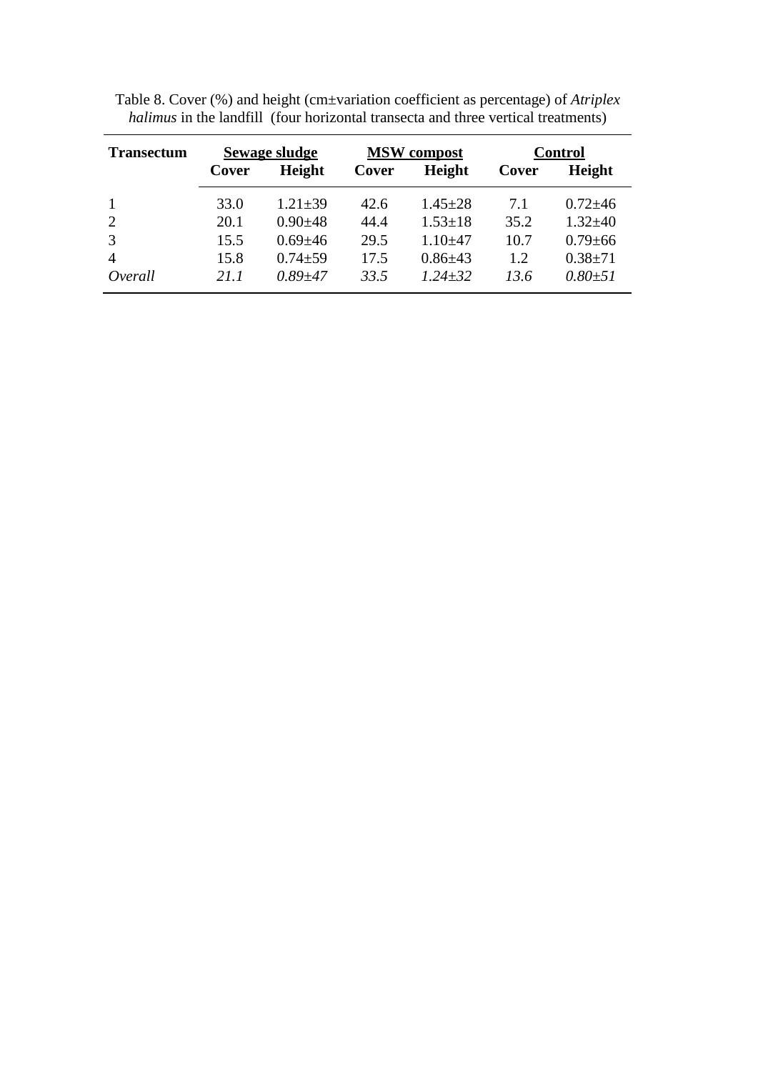Table 8. Cover (%) and height (cm±variation coefficient as percentage) of *Atriplex halimus* in the landfill (four horizontal transecta and three vertical treatments)

| **Transectum** | **Sewage sludge** | | **MSW compost** | | **Control** | |
|---|---|---|---|---|---|---|
| | **Cover** | **Height** | **Cover** | **Height** | **Cover** | **Height** |
| 1 | 33.0 | 1.21±39 | 42.6 | 1.45±28 | 7.1 | 0.72±46 |
| 2 | 20.1 | 0.90±48 | 44.4 | 1.53±18 | 35.2 | 1.32±40 |
| 3 | 15.5 | 0.69±46 | 29.5 | 1.10±47 | 10.7 | 0.79±66 |
| 4 | 15.8 | 0.74±59 | 17.5 | 0.86±43 | 1.2 | 0.38±71 |
| *Overall* | *21.1* | *0.89±47* | *33.5* | *1.24±32* | *13.6* | *0.80±51* |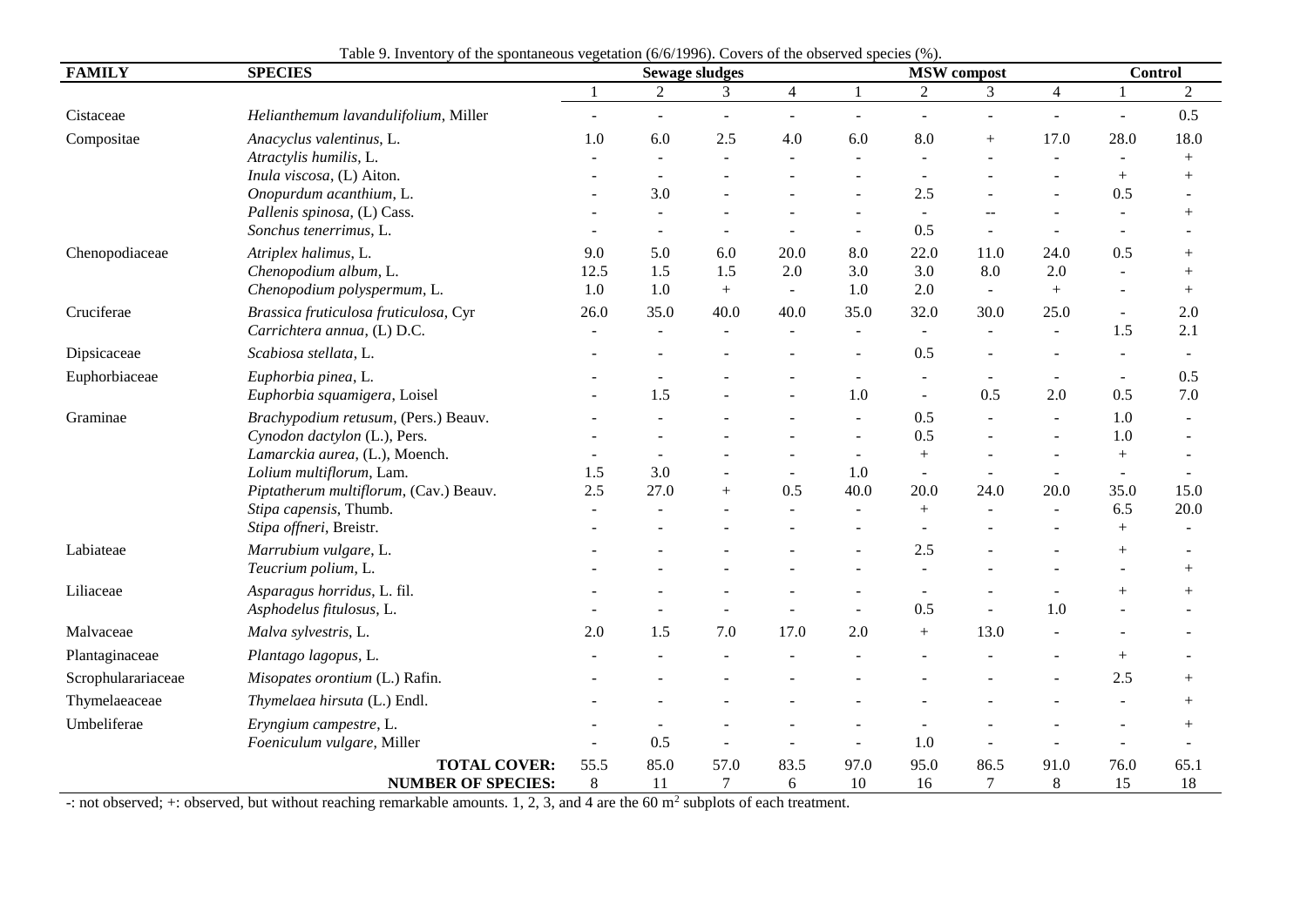Table 9. Inventory of the spontaneous vegetation (6/6/1996). Covers of the observed species (%).

| FAMILY | SPECIES | Sewage sludges | | | | MSW compost | | | | Control | |
|---|---|---|---|---|---|---|---|---|---|---|---|
| | | 1 | 2 | 3 | 4 | 1 | 2 | 3 | 4 | 1 | 2 |
| Cistaceae | *Helianthemum lavandulifolium*, Miller | - | - | - | - | - | - | - | - | - | 0.5 |
| Compositae | *Anacyclus valentinus*, L. | 1.0 | 6.0 | 2.5 | 4.0 | 6.0 | 8.0 | + | 17.0 | 28.0 | 18.0 |
| | *Atractylis humilis*, L. | - | - | - | - | - | - | - | - | - | + |
| | *Inula viscosa*, (L) Aiton. | - | - | - | - | - | - | - | - | + | + |
| | *Onopurdum acanthium*, L. | - | 3.0 | - | - | - | 2.5 | - | - | 0.5 | - |
| | *Pallenis spinosa*, (L) Cass. | - | - | - | - | - | - | -- | - | - | + |
| | *Sonchus tenerrimus*, L. | - | - | - | - | - | 0.5 | - | - | - | - |
| Chenopodiaceae | *Atriplex halimus*, L. | 9.0 | 5.0 | 6.0 | 20.0 | 8.0 | 22.0 | 11.0 | 24.0 | 0.5 | + |
| | *Chenopodium album*, L. | 12.5 | 1.5 | 1.5 | 2.0 | 3.0 | 3.0 | 8.0 | 2.0 | - | + |
| | *Chenopodium polyspermum*, L. | 1.0 | 1.0 | + | - | 1.0 | 2.0 | - | + | - | + |
| Cruciferae | *Brassica fruticulosa fruticulosa*, Cyr | 26.0 | 35.0 | 40.0 | 40.0 | 35.0 | 32.0 | 30.0 | 25.0 | - | 2.0 |
| | *Carrichtera annua*, (L) D.C. | - | - | - | - | - | - | - | - | 1.5 | 2.1 |
| Dipsicaceae | *Scabiosa stellata*, L. | - | - | - | - | - | 0.5 | - | - | - | - |
| Euphorbiaceae | *Euphorbia pinea*, L. | - | - | - | - | - | - | - | - | - | 0.5 |
| | *Euphorbia squamigera*, Loisel | - | 1.5 | - | - | 1.0 | - | 0.5 | 2.0 | 0.5 | 7.0 |
| Graminae | *Brachypodium retusum*, (Pers.) Beauv. | - | - | - | - | - | 0.5 | - | - | 1.0 | - |
| | *Cynodon dactylon* (L.), Pers. | - | - | - | - | - | 0.5 | - | - | 1.0 | - |
| | *Lamarckia aurea*, (L.), Moench. | - | - | - | - | - | + | - | - | + | - |
| | *Lolium multiflorum*, Lam. | 1.5 | 3.0 | - | - | 1.0 | - | - | - | - | - |
| | *Piptatherum multiflorum*, (Cav.) Beauv. | 2.5 | 27.0 | + | 0.5 | 40.0 | 20.0 | 24.0 | 20.0 | 35.0 | 15.0 |
| | *Stipa capensis*, Thumb. | - | - | - | - | - | + | - | - | 6.5 | 20.0 |
| | *Stipa offneri*, Breistr. | - | - | - | - | - | - | - | - | + | - |
| Labiateae | *Marrubium vulgare*, L. | - | - | - | - | - | 2.5 | - | - | + | - |
| | *Teucrium polium*, L. | - | - | - | - | - | - | - | - | - | + |
| Liliaceae | *Asparagus horridus*, L. fil. | - | - | - | - | - | - | - | - | + | + |
| | *Asphodelus fitulosus*, L. | - | - | - | - | - | 0.5 | - | 1.0 | - | - |
| Malvaceae | *Malva sylvestris*, L. | 2.0 | 1.5 | 7.0 | 17.0 | 2.0 | + | 13.0 | - | - | - |
| Plantaginaceae | *Plantago lagopus*, L. | - | - | - | - | - | - | - | - | + | - |
| Scrophularariaceae | *Misopates orontium* (L.) Rafin. | - | - | - | - | - | - | - | - | 2.5 | + |
| Thymelaeaceae | *Thymelaea hirsuta* (L.) Endl. | - | - | - | - | - | - | - | - | - | + |
| Umbeliferae | *Eryngium campestre*, L. | - | - | - | - | - | - | - | - | - | + |
| | *Foeniculum vulgare*, Miller | - | 0.5 | - | - | - | 1.0 | - | - | - | - |
| | **TOTAL COVER:** | 55.5 | 85.0 | 57.0 | 83.5 | 97.0 | 95.0 | 86.5 | 91.0 | 76.0 | 65.1 |
| | **NUMBER OF SPECIES:** | 8 | 11 | 7 | 6 | 10 | 16 | 7 | 8 | 15 | 18 |

-: not observed; +: observed, but without reaching remarkable amounts. 1, 2, 3, and 4 are the 60 $m^2$ subplots of each treatment.